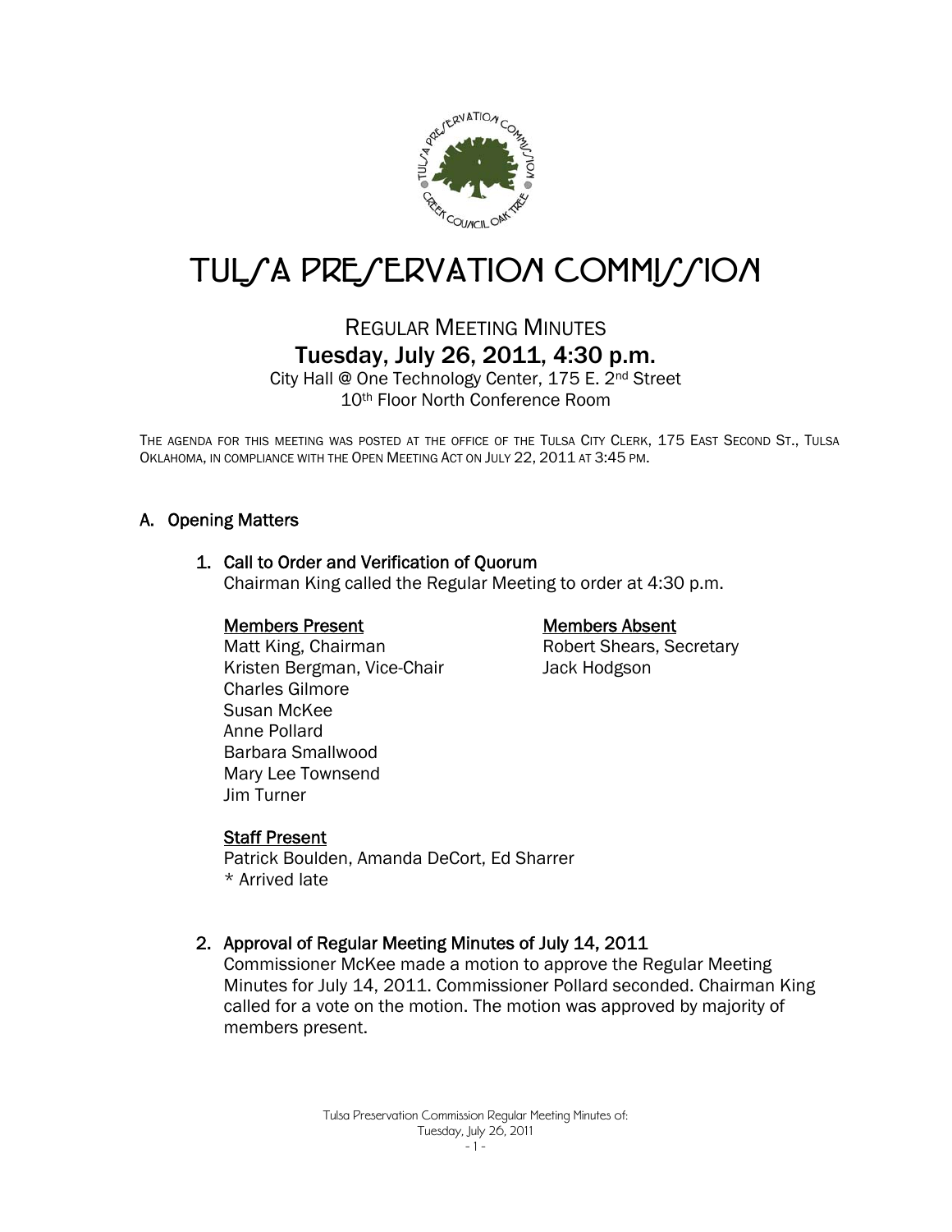// Tulsa Preservation Commission transcription
# TULSA PRESERVATION COMMISSION

## REGULAR MEETING MINUTES

### Tuesday, July 26, 2011, 4:30 p.m.

City Hall @ One Technology Center, 175 E. 2nd Street
10th Floor North Conference Room

THE AGENDA FOR THIS MEETING WAS POSTED AT THE OFFICE OF THE TULSA CITY CLERK, 175 EAST SECOND ST., TULSA OKLAHOMA, IN COMPLIANCE WITH THE OPEN MEETING ACT ON JULY 22, 2011 AT 3:45 PM.

## A. Opening Matters

### 1. Call to Order and Verification of Quorum

Chairman King called the Regular Meeting to order at 4:30 p.m.

**Members Present**

Matt King, Chairman
Kristen Bergman, Vice-Chair
Charles Gilmore
Susan McKee
Anne Pollard
Barbara Smallwood
Mary Lee Townsend
Jim Turner

**Members Absent**

Robert Shears, Secretary
Jack Hodgson

**Staff Present**

Patrick Boulden, Amanda DeCort, Ed Sharrer
* Arrived late

### 2. Approval of Regular Meeting Minutes of July 14, 2011

Commissioner McKee made a motion to approve the Regular Meeting Minutes for July 14, 2011. Commissioner Pollard seconded. Chairman King called for a vote on the motion. The motion was approved by majority of members present.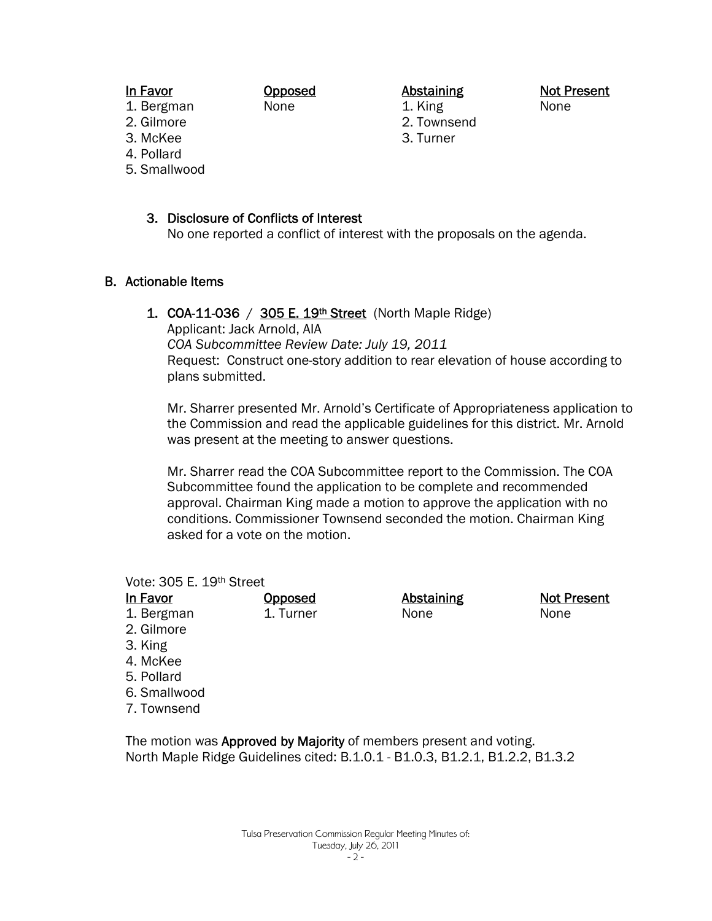| In Favor | Opposed | Abstaining | Not Present |
|---|---|---|---|
| 1. Bergman | None | 1. King | None |
| 2. Gilmore | | 2. Townsend | |
| 3. McKee | | 3. Turner | |
| 4. Pollard | | | |
| 5. Smallwood | | | |

3. Disclosure of Conflicts of Interest

   No one reported a conflict of interest with the proposals on the agenda.

## B. Actionable Items

1. **COA-11-036** / <u>305 E. 19th Street</u> (North Maple Ridge)

   Applicant: Jack Arnold, AIA

   *COA Subcommittee Review Date: July 19, 2011*

   Request: Construct one-story addition to rear elevation of house according to plans submitted.

   Mr. Sharrer presented Mr. Arnold's Certificate of Appropriateness application to the Commission and read the applicable guidelines for this district. Mr. Arnold was present at the meeting to answer questions.

   Mr. Sharrer read the COA Subcommittee report to the Commission. The COA Subcommittee found the application to be complete and recommended approval. Chairman King made a motion to approve the application with no conditions. Commissioner Townsend seconded the motion. Chairman King asked for a vote on the motion.

Vote: 305 E. 19th Street

| In Favor | Opposed | Abstaining | Not Present |
|---|---|---|---|
| 1. Bergman | 1. Turner | None | None |
| 2. Gilmore | | | |
| 3. King | | | |
| 4. McKee | | | |
| 5. Pollard | | | |
| 6. Smallwood | | | |
| 7. Townsend | | | |

The motion was **Approved by Majority** of members present and voting.

North Maple Ridge Guidelines cited: B.1.0.1 - B1.0.3, B1.2.1, B1.2.2, B1.3.2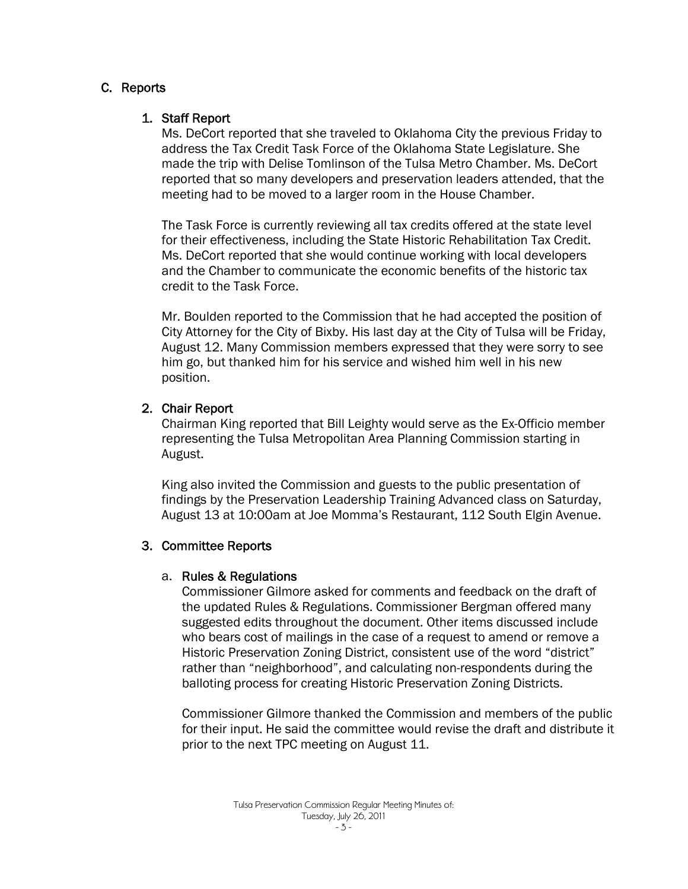## C. Reports

### 1. Staff Report

Ms. DeCort reported that she traveled to Oklahoma City the previous Friday to address the Tax Credit Task Force of the Oklahoma State Legislature. She made the trip with Delise Tomlinson of the Tulsa Metro Chamber. Ms. DeCort reported that so many developers and preservation leaders attended, that the meeting had to be moved to a larger room in the House Chamber.

The Task Force is currently reviewing all tax credits offered at the state level for their effectiveness, including the State Historic Rehabilitation Tax Credit. Ms. DeCort reported that she would continue working with local developers and the Chamber to communicate the economic benefits of the historic tax credit to the Task Force.

Mr. Boulden reported to the Commission that he had accepted the position of City Attorney for the City of Bixby. His last day at the City of Tulsa will be Friday, August 12. Many Commission members expressed that they were sorry to see him go, but thanked him for his service and wished him well in his new position.

### 2. Chair Report

Chairman King reported that Bill Leighty would serve as the Ex-Officio member representing the Tulsa Metropolitan Area Planning Commission starting in August.

King also invited the Commission and guests to the public presentation of findings by the Preservation Leadership Training Advanced class on Saturday, August 13 at 10:00am at Joe Momma's Restaurant, 112 South Elgin Avenue.

### 3. Committee Reports

#### a. Rules & Regulations

Commissioner Gilmore asked for comments and feedback on the draft of the updated Rules & Regulations. Commissioner Bergman offered many suggested edits throughout the document. Other items discussed include who bears cost of mailings in the case of a request to amend or remove a Historic Preservation Zoning District, consistent use of the word "district" rather than "neighborhood", and calculating non-respondents during the balloting process for creating Historic Preservation Zoning Districts.

Commissioner Gilmore thanked the Commission and members of the public for their input. He said the committee would revise the draft and distribute it prior to the next TPC meeting on August 11.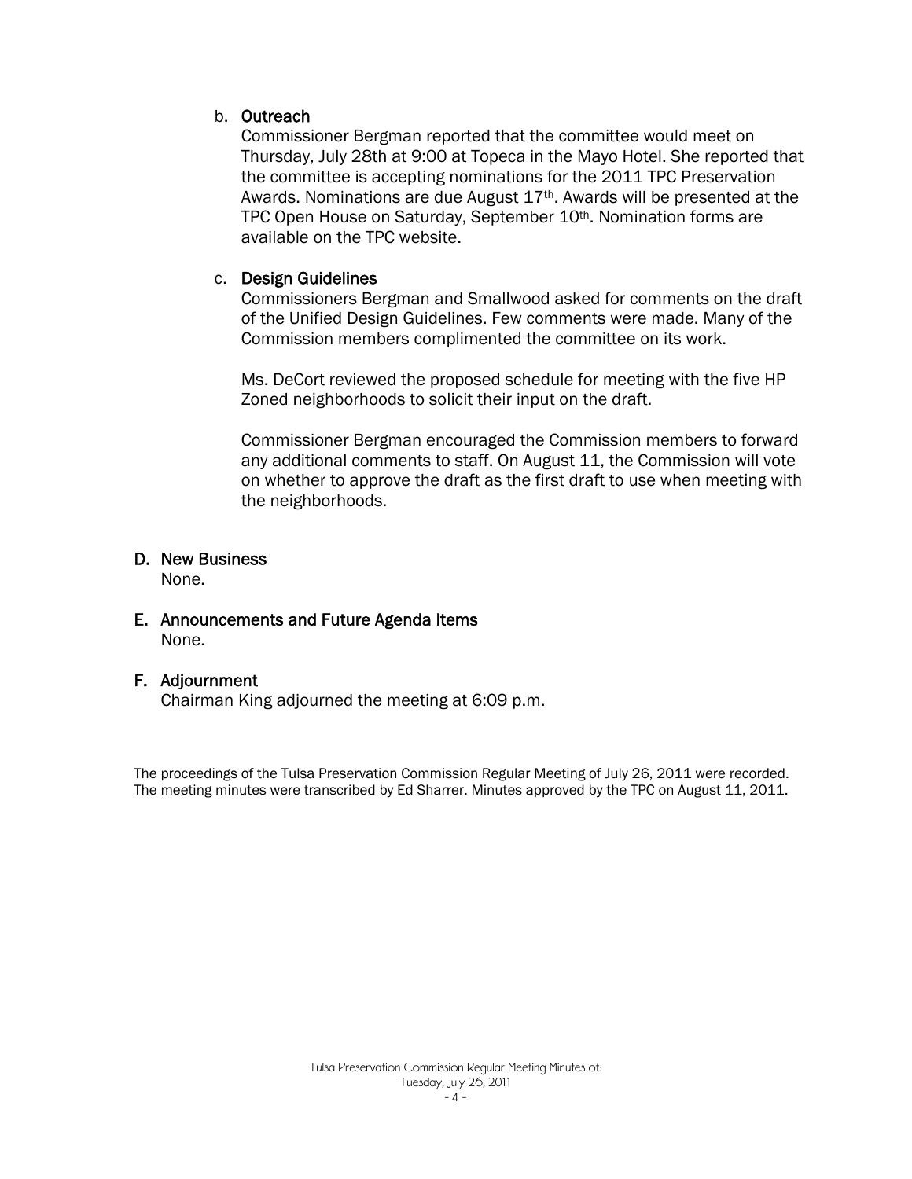b. **Outreach**

Commissioner Bergman reported that the committee would meet on Thursday, July 28th at 9:00 at Topeca in the Mayo Hotel. She reported that the committee is accepting nominations for the 2011 TPC Preservation Awards. Nominations are due August 17th. Awards will be presented at the TPC Open House on Saturday, September 10th. Nomination forms are available on the TPC website.

c. **Design Guidelines**

Commissioners Bergman and Smallwood asked for comments on the draft of the Unified Design Guidelines. Few comments were made. Many of the Commission members complimented the committee on its work.

Ms. DeCort reviewed the proposed schedule for meeting with the five HP Zoned neighborhoods to solicit their input on the draft.

Commissioner Bergman encouraged the Commission members to forward any additional comments to staff. On August 11, the Commission will vote on whether to approve the draft as the first draft to use when meeting with the neighborhoods.

## D. New Business

None.

## E. Announcements and Future Agenda Items

None.

## F. Adjournment

Chairman King adjourned the meeting at 6:09 p.m.

The proceedings of the Tulsa Preservation Commission Regular Meeting of July 26, 2011 were recorded. The meeting minutes were transcribed by Ed Sharrer. Minutes approved by the TPC on August 11, 2011.